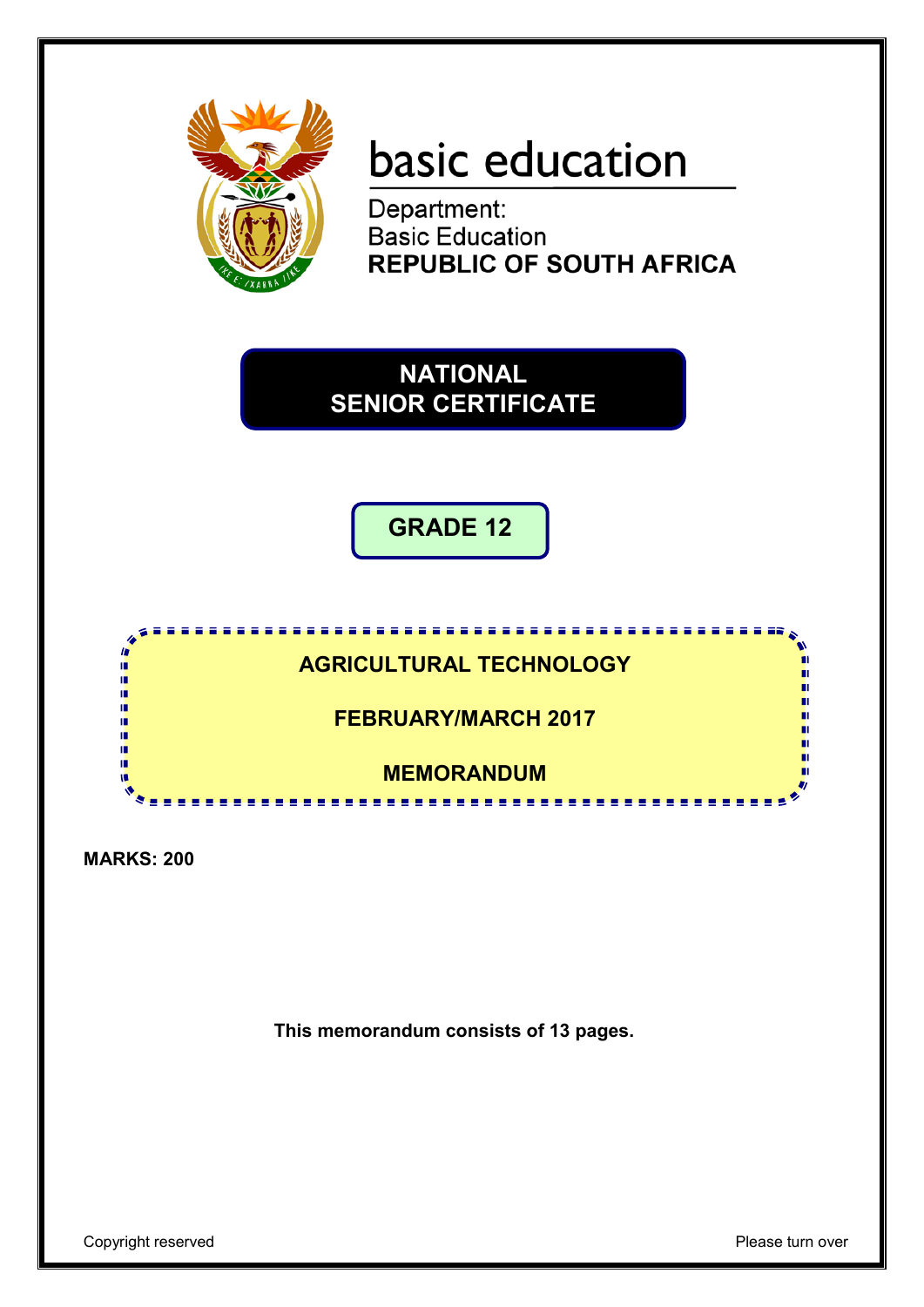basic education

Department:
Basic Education
**REPUBLIC OF SOUTH AFRICA**

# NATIONAL SENIOR CERTIFICATE

## GRADE 12

## AGRICULTURAL TECHNOLOGY

## FEBRUARY/MARCH 2017

## MEMORANDUM

**MARKS: 200**

**This memorandum consists of 13 pages.**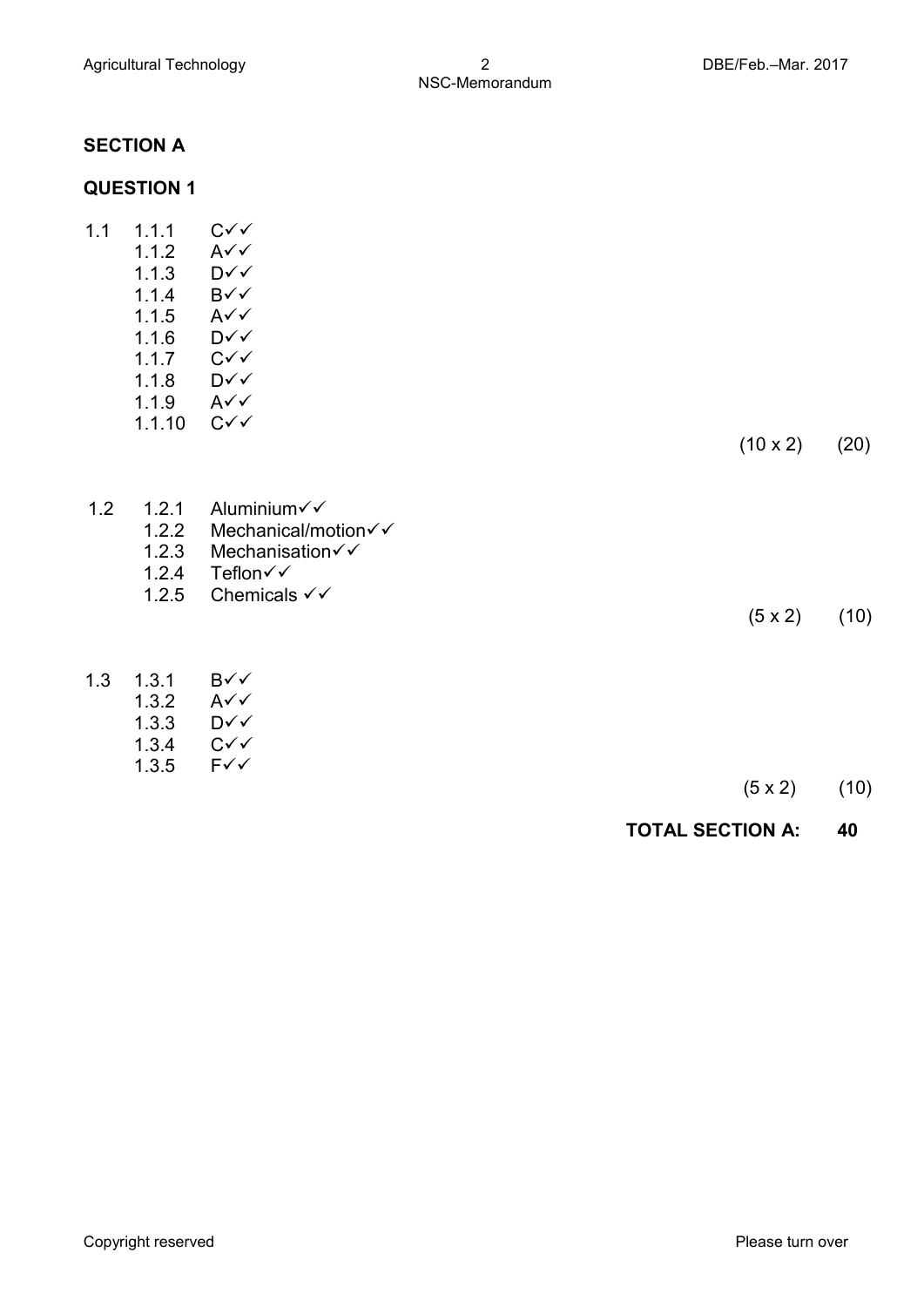## SECTION A

### QUESTION 1

1.1
- 1.1.1 C✓✓
- 1.1.2 A✓✓
- 1.1.3 D✓✓
- 1.1.4 B✓✓
- 1.1.5 A✓✓
- 1.1.6 D✓✓
- 1.1.7 C✓✓
- 1.1.8 D✓✓
- 1.1.9 A✓✓
- 1.1.10 C✓✓

(10 x 2) (20)

1.2
- 1.2.1 Aluminium✓✓
- 1.2.2 Mechanical/motion✓✓
- 1.2.3 Mechanisation✓✓
- 1.2.4 Teflon✓✓
- 1.2.5 Chemicals ✓✓

(5 x 2) (10)

1.3
- 1.3.1 B✓✓
- 1.3.2 A✓✓
- 1.3.3 D✓✓
- 1.3.4 C✓✓
- 1.3.5 F✓✓

(5 x 2) (10)

**TOTAL SECTION A: 40**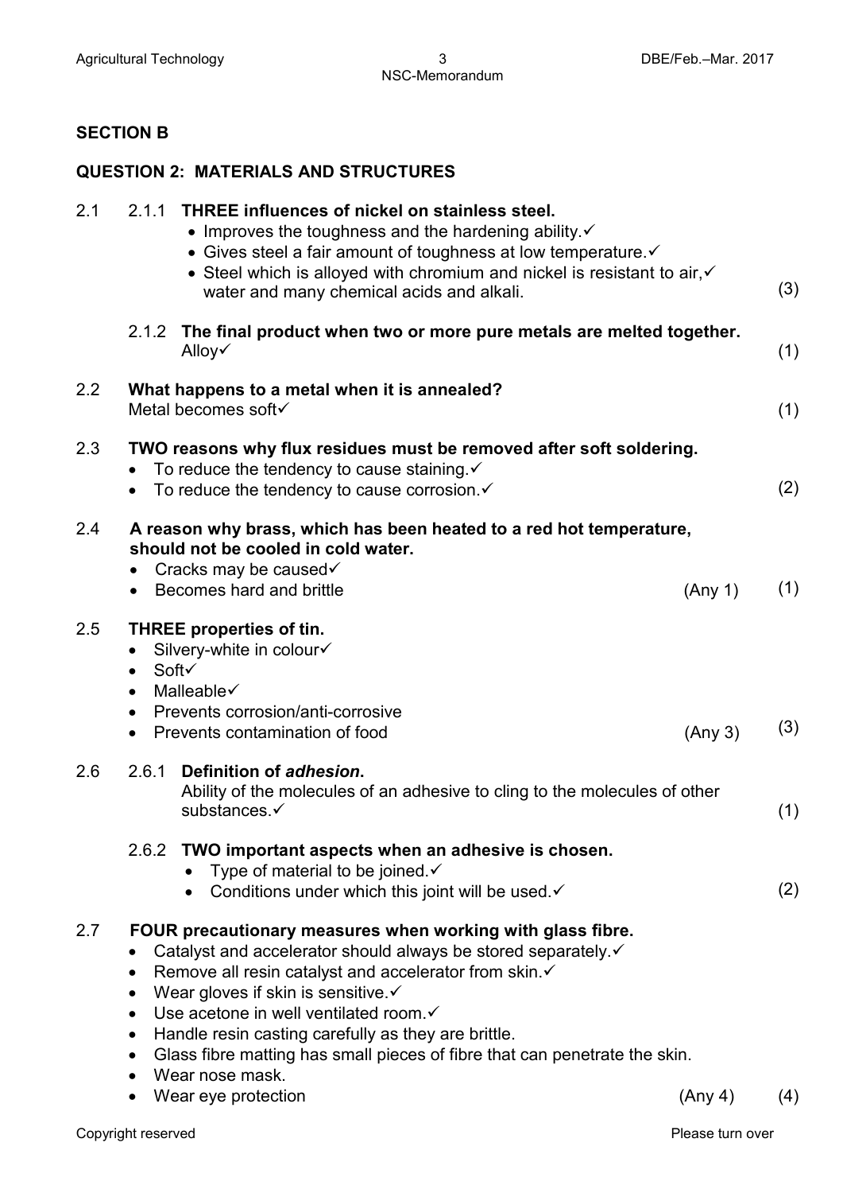## SECTION B

## QUESTION 2: MATERIALS AND STRUCTURES

2.1 2.1.1 **THREE influences of nickel on stainless steel.**

- Improves the toughness and the hardening ability.✓
- Gives steel a fair amount of toughness at low temperature.✓
- Steel which is alloyed with chromium and nickel is resistant to air,✓ water and many chemical acids and alkali. (3)

2.1.2 **The final product when two or more pure metals are melted together.**

Alloy✓ (1)

2.2 **What happens to a metal when it is annealed?**

Metal becomes soft✓ (1)

2.3 **TWO reasons why flux residues must be removed after soft soldering.**

- To reduce the tendency to cause staining.✓
- To reduce the tendency to cause corrosion.✓ (2)

2.4 **A reason why brass, which has been heated to a red hot temperature, should not be cooled in cold water.**

- Cracks may be caused✓
- Becomes hard and brittle (Any 1) (1)

2.5 **THREE properties of tin.**

- Silvery-white in colour✓
- Soft✓
- Malleable✓
- Prevents corrosion/anti-corrosive
- Prevents contamination of food (Any 3) (3)

2.6 2.6.1 **Definition of *adhesion*.**

Ability of the molecules of an adhesive to cling to the molecules of other substances.✓ (1)

2.6.2 **TWO important aspects when an adhesive is chosen.**

- Type of material to be joined.✓
- Conditions under which this joint will be used.✓ (2)

2.7 **FOUR precautionary measures when working with glass fibre.**

- Catalyst and accelerator should always be stored separately.✓
- Remove all resin catalyst and accelerator from skin.✓
- Wear gloves if skin is sensitive.✓
- Use acetone in well ventilated room.✓
- Handle resin casting carefully as they are brittle.
- Glass fibre matting has small pieces of fibre that can penetrate the skin.
- Wear nose mask.
- Wear eye protection (Any 4) (4)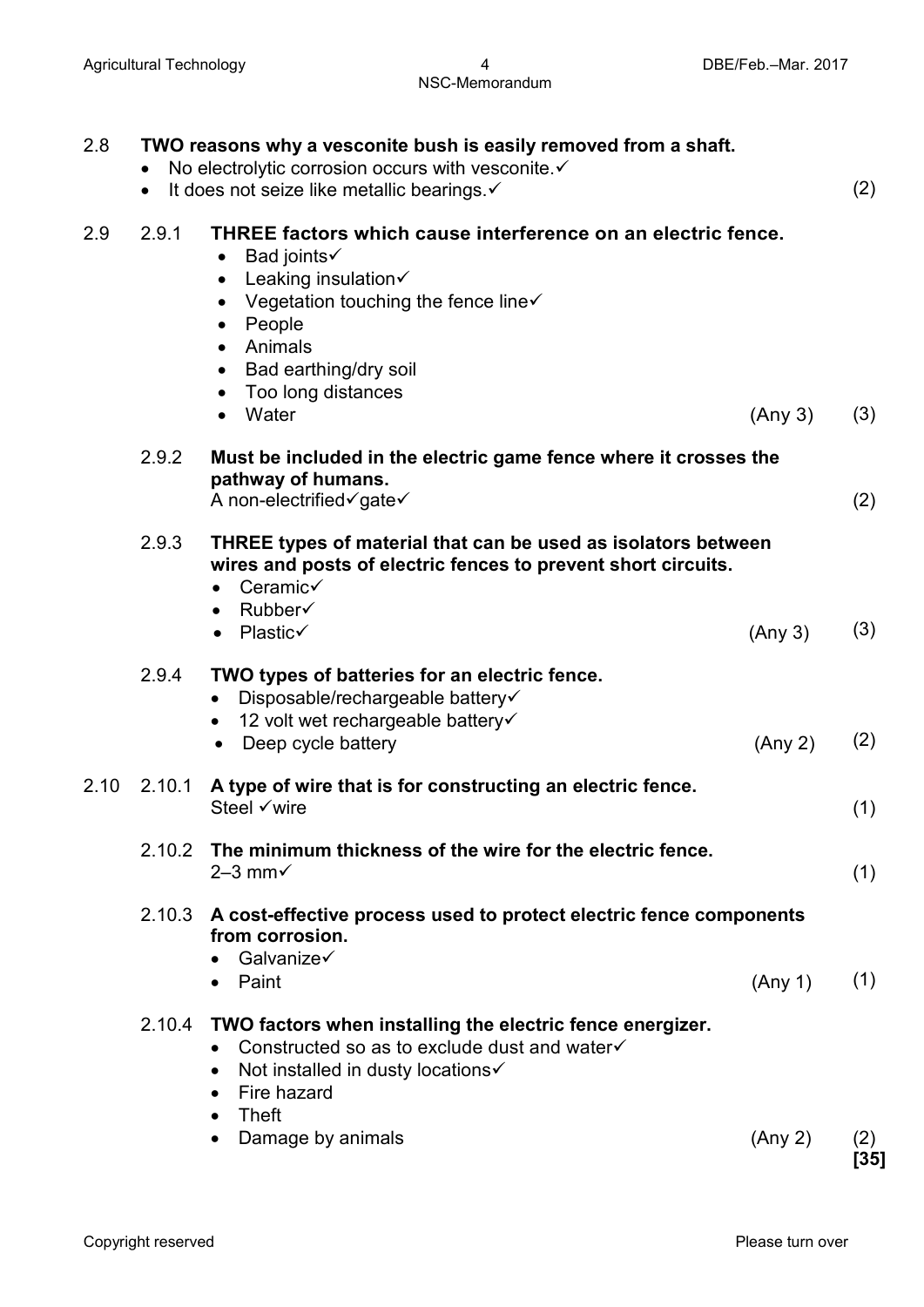2.8 **TWO reasons why a vesconite bush is easily removed from a shaft.**

- No electrolytic corrosion occurs with vesconite.✓
- It does not seize like metallic bearings.✓ (2)

2.9 2.9.1 **THREE factors which cause interference on an electric fence.**

- Bad joints✓
- Leaking insulation✓
- Vegetation touching the fence line✓
- People
- Animals
- Bad earthing/dry soil
- Too long distances
- Water (Any 3) (3)

2.9.2 **Must be included in the electric game fence where it crosses the pathway of humans.**

A non-electrified✓gate✓ (2)

2.9.3 **THREE types of material that can be used as isolators between wires and posts of electric fences to prevent short circuits.**

- Ceramic✓
- Rubber✓
- Plastic✓ (Any 3) (3)

2.9.4 **TWO types of batteries for an electric fence.**

- Disposable/rechargeable battery✓
- 12 volt wet rechargeable battery✓
- Deep cycle battery (Any 2) (2)

2.10 2.10.1 **A type of wire that is for constructing an electric fence.**

Steel ✓wire (1)

2.10.2 **The minimum thickness of the wire for the electric fence.**

2–3 mm✓ (1)

2.10.3 **A cost-effective process used to protect electric fence components from corrosion.**

- Galvanize✓
- Paint (Any 1) (1)

2.10.4 **TWO factors when installing the electric fence energizer.**

- Constructed so as to exclude dust and water✓
- Not installed in dusty locations✓
- Fire hazard
- Theft
- Damage by animals (Any 2) (2)

**[35]**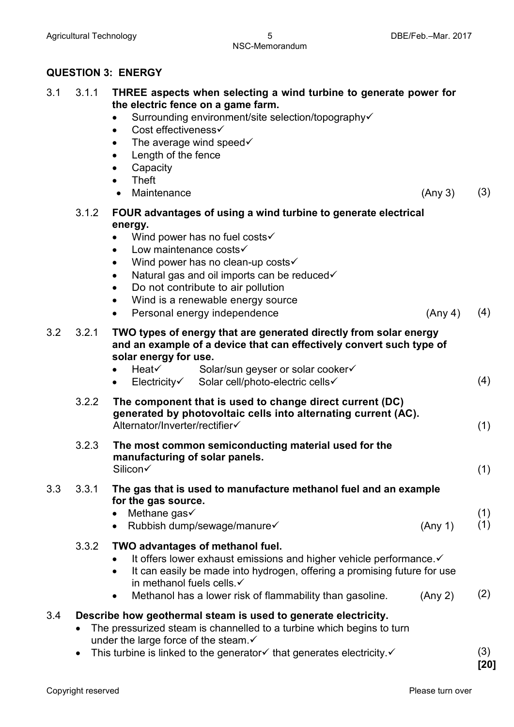## QUESTION 3: ENERGY

3.1 3.1.1 **THREE aspects when selecting a wind turbine to generate power for the electric fence on a game farm.**

- Surrounding environment/site selection/topography✓
- Cost effectiveness✓
- The average wind speed✓
- Length of the fence
- Capacity
- Theft
- Maintenance (Any 3) (3)

3.1.2 **FOUR advantages of using a wind turbine to generate electrical energy.**

- Wind power has no fuel costs✓
- Low maintenance costs✓
- Wind power has no clean-up costs✓
- Natural gas and oil imports can be reduced✓
- Do not contribute to air pollution
- Wind is a renewable energy source
- Personal energy independence (Any 4) (4)

3.2 3.2.1 **TWO types of energy that are generated directly from solar energy and an example of a device that can effectively convert such type of solar energy for use.**

- Heat✓ Solar/sun geyser or solar cooker✓
- Electricity✓ Solar cell/photo-electric cells✓ (4)

3.2.2 **The component that is used to change direct current (DC) generated by photovoltaic cells into alternating current (AC).**
Alternator/Inverter/rectifier✓ (1)

3.2.3 **The most common semiconducting material used for the manufacturing of solar panels.**
Silicon✓ (1)

3.3 3.3.1 **The gas that is used to manufacture methanol fuel and an example for the gas source.**

- Methane gas✓ (1)
- Rubbish dump/sewage/manure✓ (Any 1) (1)

3.3.2 **TWO advantages of methanol fuel.**

- It offers lower exhaust emissions and higher vehicle performance.✓
- It can easily be made into hydrogen, offering a promising future for use in methanol fuels cells.✓
- Methanol has a lower risk of flammability than gasoline. (Any 2) (2)

3.4 **Describe how geothermal steam is used to generate electricity.**

- The pressurized steam is channelled to a turbine which begins to turn under the large force of the steam.✓
- This turbine is linked to the generator✓ that generates electricity.✓ (3)

**[20]**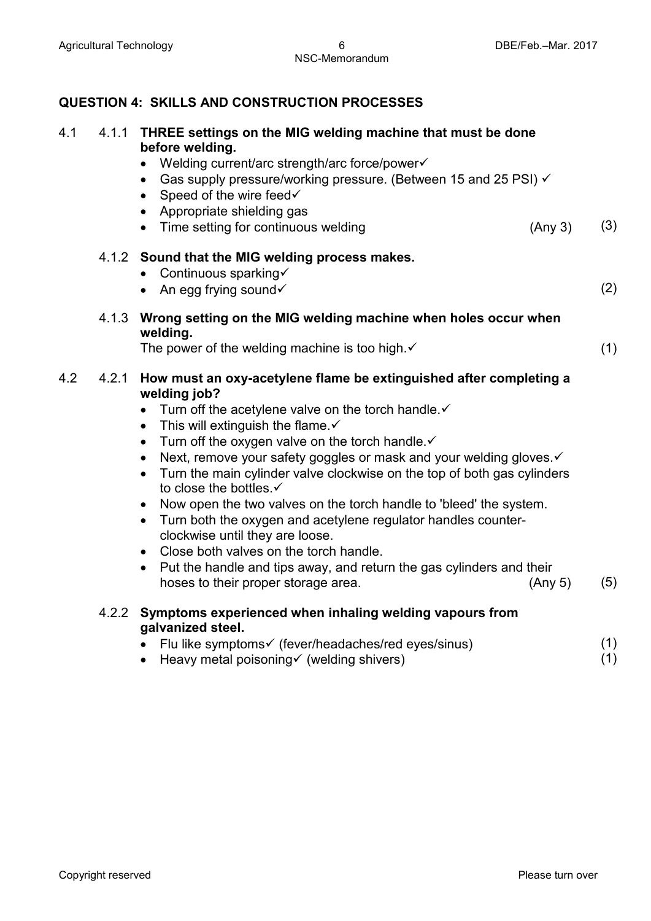## QUESTION 4: SKILLS AND CONSTRUCTION PROCESSES

**4.1**

**4.1.1 THREE settings on the MIG welding machine that must be done before welding.**

- Welding current/arc strength/arc force/power✓
- Gas supply pressure/working pressure. (Between 15 and 25 PSI) ✓
- Speed of the wire feed✓
- Appropriate shielding gas
- Time setting for continuous welding (Any 3) (3)

**4.1.2 Sound that the MIG welding process makes.**

- Continuous sparking✓
- An egg frying sound✓ (2)

**4.1.3 Wrong setting on the MIG welding machine when holes occur when welding.**

The power of the welding machine is too high.✓ (1)

**4.2**

**4.2.1 How must an oxy-acetylene flame be extinguished after completing a welding job?**

- Turn off the acetylene valve on the torch handle.✓
- This will extinguish the flame.✓
- Turn off the oxygen valve on the torch handle.✓
- Next, remove your safety goggles or mask and your welding gloves.✓
- Turn the main cylinder valve clockwise on the top of both gas cylinders to close the bottles.✓
- Now open the two valves on the torch handle to 'bleed' the system.
- Turn both the oxygen and acetylene regulator handles counter-clockwise until they are loose.
- Close both valves on the torch handle.
- Put the handle and tips away, and return the gas cylinders and their hoses to their proper storage area. (Any 5) (5)

**4.2.2 Symptoms experienced when inhaling welding vapours from galvanized steel.**

- Flu like symptoms✓ (fever/headaches/red eyes/sinus) (1)
- Heavy metal poisoning✓ (welding shivers) (1)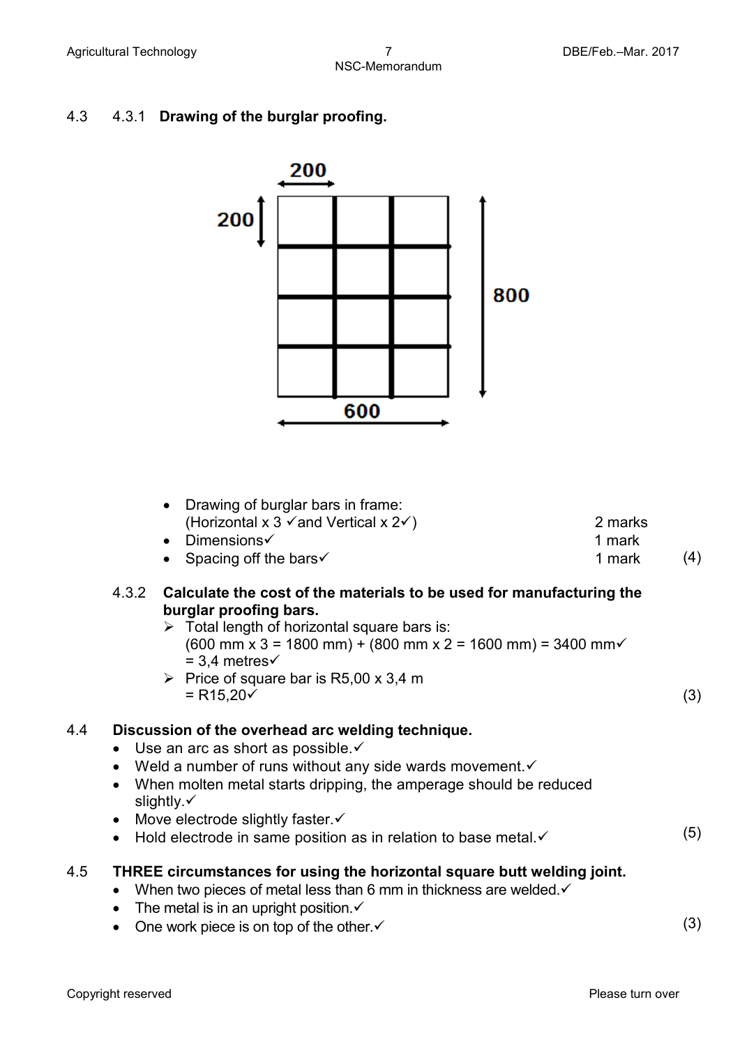4.3 4.3.1 **Drawing of the burglar proofing.**

200

200

800

600

- Drawing of burglar bars in frame:
  (Horizontal x 3 ✓and Vertical x 2✓) — 2 marks
- Dimensions✓ — 1 mark
- Spacing off the bars✓ — 1 mark (4)

4.3.2 **Calculate the cost of the materials to be used for manufacturing the burglar proofing bars.**

- Total length of horizontal square bars is:
  (600 mm x 3 = 1800 mm) + (800 mm x 2 = 1600 mm) = 3400 mm✓
  = 3,4 metres✓
- Price of square bar is R5,00 x 3,4 m
  = R15,20✓ (3)

4.4 **Discussion of the overhead arc welding technique.**

- Use an arc as short as possible.✓
- Weld a number of runs without any side wards movement.✓
- When molten metal starts dripping, the amperage should be reduced slightly.✓
- Move electrode slightly faster.✓
- Hold electrode in same position as in relation to base metal.✓ (5)

4.5 **THREE circumstances for using the horizontal square butt welding joint.**

- When two pieces of metal less than 6 mm in thickness are welded.✓
- The metal is in an upright position.✓
- One work piece is on top of the other.✓ (3)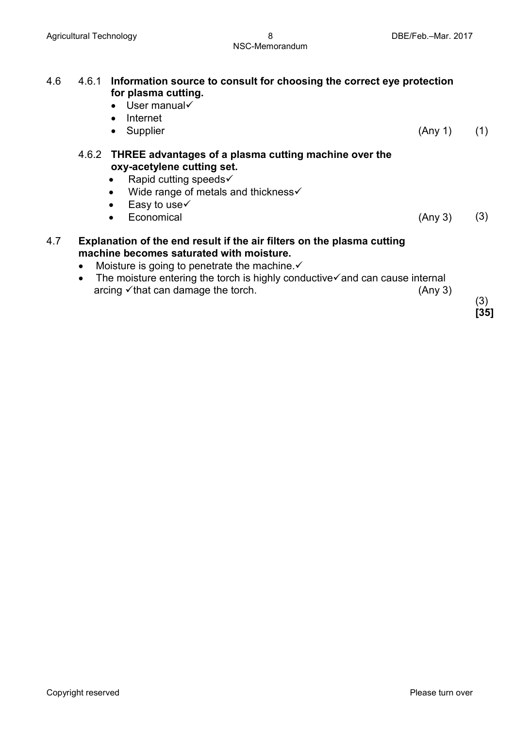4.6 4.6.1 **Information source to consult for choosing the correct eye protection for plasma cutting.**

- User manual✓
- Internet
- Supplier (Any 1) (1)

4.6.2 **THREE advantages of a plasma cutting machine over the oxy-acetylene cutting set.**

- Rapid cutting speeds✓
- Wide range of metals and thickness✓
- Easy to use✓
- Economical (Any 3) (3)

4.7 **Explanation of the end result if the air filters on the plasma cutting machine becomes saturated with moisture.**

- Moisture is going to penetrate the machine.✓
- The moisture entering the torch is highly conductive✓and can cause internal arcing ✓that can damage the torch. (Any 3)

(3)
**[35]**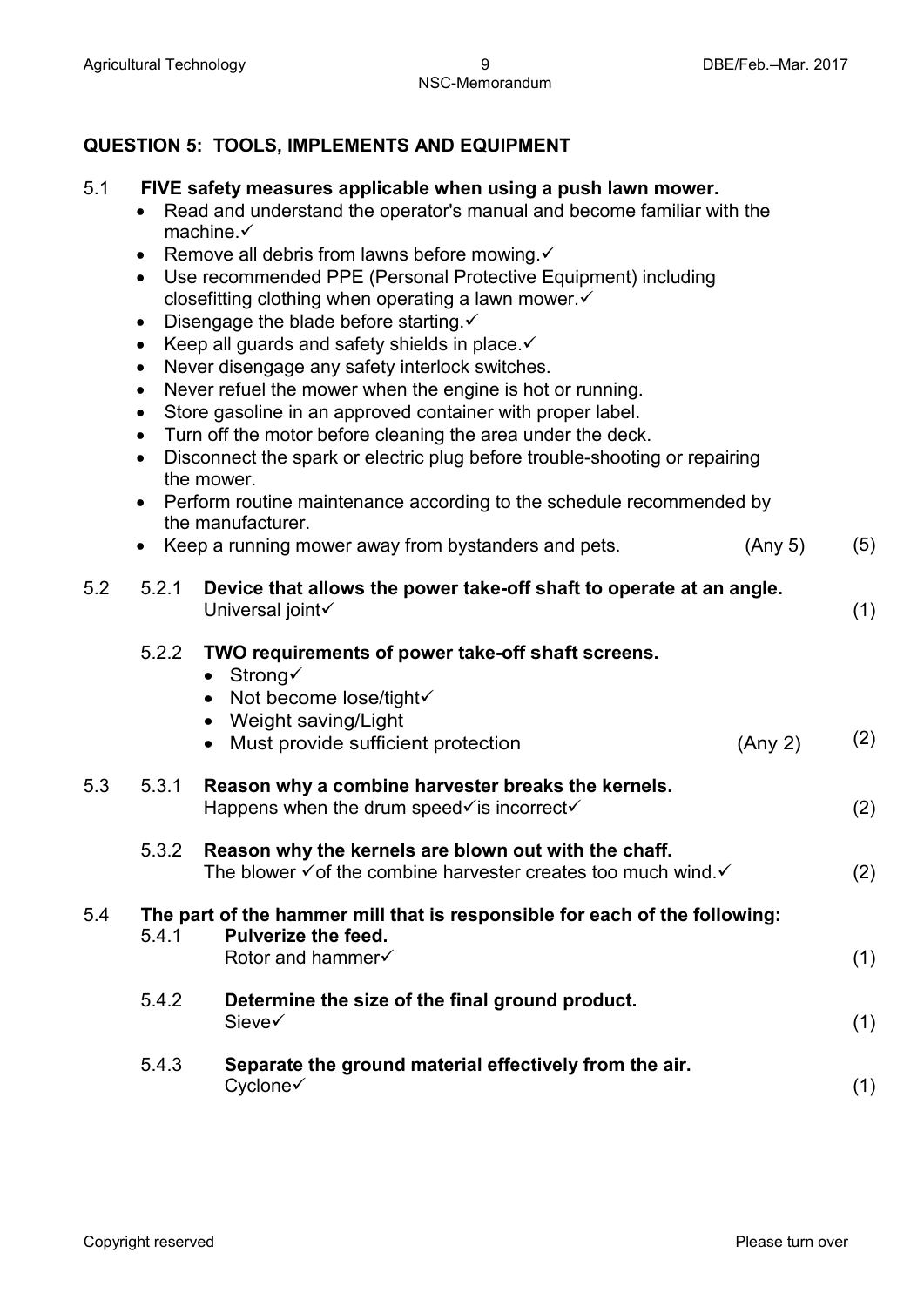## QUESTION 5: TOOLS, IMPLEMENTS AND EQUIPMENT

**5.1 FIVE safety measures applicable when using a push lawn mower.**

- Read and understand the operator's manual and become familiar with the machine.✓
- Remove all debris from lawns before mowing.✓
- Use recommended PPE (Personal Protective Equipment) including closefitting clothing when operating a lawn mower.✓
- Disengage the blade before starting.✓
- Keep all guards and safety shields in place.✓
- Never disengage any safety interlock switches.
- Never refuel the mower when the engine is hot or running.
- Store gasoline in an approved container with proper label.
- Turn off the motor before cleaning the area under the deck.
- Disconnect the spark or electric plug before trouble-shooting or repairing the mower.
- Perform routine maintenance according to the schedule recommended by the manufacturer.
- Keep a running mower away from bystanders and pets. (Any 5) (5)

**5.2**

**5.2.1 Device that allows the power take-off shaft to operate at an angle.**
Universal joint✓ (1)

**5.2.2 TWO requirements of power take-off shaft screens.**

- Strong✓
- Not become lose/tight✓
- Weight saving/Light
- Must provide sufficient protection (Any 2) (2)

**5.3**

**5.3.1 Reason why a combine harvester breaks the kernels.**
Happens when the drum speed✓is incorrect✓ (2)

**5.3.2 Reason why the kernels are blown out with the chaff.**
The blower ✓of the combine harvester creates too much wind.✓ (2)

**5.4 The part of the hammer mill that is responsible for each of the following:**

**5.4.1 Pulverize the feed.**
Rotor and hammer✓ (1)

**5.4.2 Determine the size of the final ground product.**
Sieve✓ (1)

**5.4.3 Separate the ground material effectively from the air.**
Cyclone✓ (1)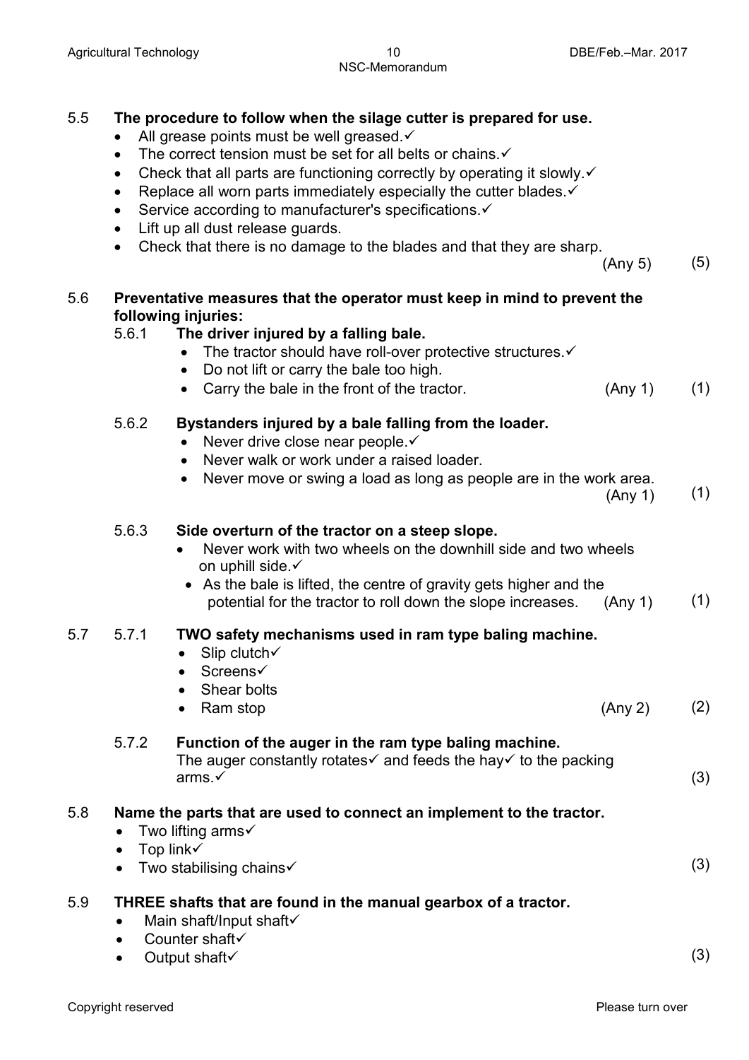5.5 **The procedure to follow when the silage cutter is prepared for use.**

- All grease points must be well greased.✓
- The correct tension must be set for all belts or chains.✓
- Check that all parts are functioning correctly by operating it slowly.✓
- Replace all worn parts immediately especially the cutter blades.✓
- Service according to manufacturer's specifications.✓
- Lift up all dust release guards.
- Check that there is no damage to the blades and that they are sharp.

(Any 5) (5)

5.6 **Preventative measures that the operator must keep in mind to prevent the following injuries:**

5.6.1 **The driver injured by a falling bale.**

- The tractor should have roll-over protective structures.✓
- Do not lift or carry the bale too high.
- Carry the bale in the front of the tractor. (Any 1) (1)

5.6.2 **Bystanders injured by a bale falling from the loader.**

- Never drive close near people.✓
- Never walk or work under a raised loader.
- Never move or swing a load as long as people are in the work area.

(Any 1) (1)

5.6.3 **Side overturn of the tractor on a steep slope.**

- Never work with two wheels on the downhill side and two wheels on uphill side.✓
- As the bale is lifted, the centre of gravity gets higher and the potential for the tractor to roll down the slope increases. (Any 1) (1)

5.7 5.7.1 **TWO safety mechanisms used in ram type baling machine.**

- Slip clutch✓
- Screens✓
- Shear bolts
- Ram stop (Any 2) (2)

5.7.2 **Function of the auger in the ram type baling machine.**

The auger constantly rotates✓ and feeds the hay✓ to the packing arms.✓ (3)

5.8 **Name the parts that are used to connect an implement to the tractor.**

- Two lifting arms✓
- Top link✓
- Two stabilising chains✓ (3)

5.9 **THREE shafts that are found in the manual gearbox of a tractor.**

- Main shaft/Input shaft✓
- Counter shaft✓
- Output shaft✓ (3)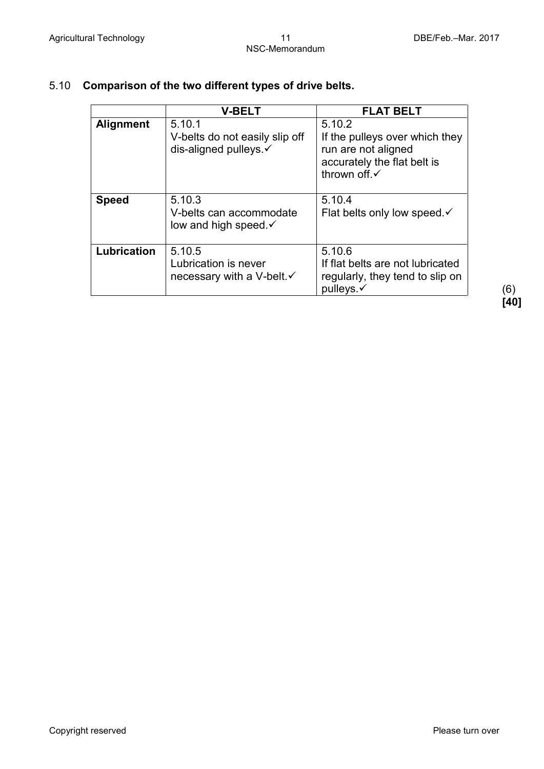## 5.10 **Comparison of the two different types of drive belts.**

| | **V-BELT** | **FLAT BELT** |
|---|---|---|
| **Alignment** | 5.10.1 V-belts do not easily slip off dis-aligned pulleys.✓ | 5.10.2 If the pulleys over which they run are not aligned accurately the flat belt is thrown off.✓ |
| **Speed** | 5.10.3 V-belts can accommodate low and high speed.✓ | 5.10.4 Flat belts only low speed.✓ |
| **Lubrication** | 5.10.5 Lubrication is never necessary with a V-belt.✓ | 5.10.6 If flat belts are not lubricated regularly, they tend to slip on pulleys.✓ |

(6)
**[40]**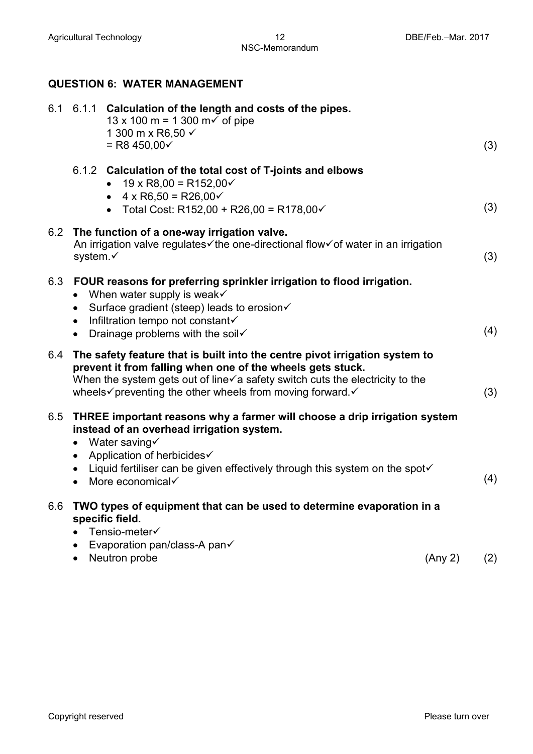## QUESTION 6: WATER MANAGEMENT

6.1 6.1.1 **Calculation of the length and costs of the pipes.**
13 x 100 m = 1 300 m✓ of pipe
1 300 m x R6,50 ✓
= R8 450,00✓ (3)

6.1.2 **Calculation of the total cost of T-joints and elbows**

- 19 x R8,00 = R152,00✓
- 4 x R6,50 = R26,00✓
- Total Cost: R152,00 + R26,00 = R178,00✓ (3)

6.2 **The function of a one-way irrigation valve.**
An irrigation valve regulates✓the one-directional flow✓of water in an irrigation system.✓ (3)

6.3 **FOUR reasons for preferring sprinkler irrigation to flood irrigation.**

- When water supply is weak✓
- Surface gradient (steep) leads to erosion✓
- Infiltration tempo not constant✓
- Drainage problems with the soil✓ (4)

6.4 **The safety feature that is built into the centre pivot irrigation system to prevent it from falling when one of the wheels gets stuck.**
When the system gets out of line✓a safety switch cuts the electricity to the wheels✓preventing the other wheels from moving forward.✓ (3)

6.5 **THREE important reasons why a farmer will choose a drip irrigation system instead of an overhead irrigation system.**

- Water saving✓
- Application of herbicides✓
- Liquid fertiliser can be given effectively through this system on the spot✓
- More economical✓ (4)

6.6 **TWO types of equipment that can be used to determine evaporation in a specific field.**

- Tensio-meter✓
- Evaporation pan/class-A pan✓
- Neutron probe (Any 2) (2)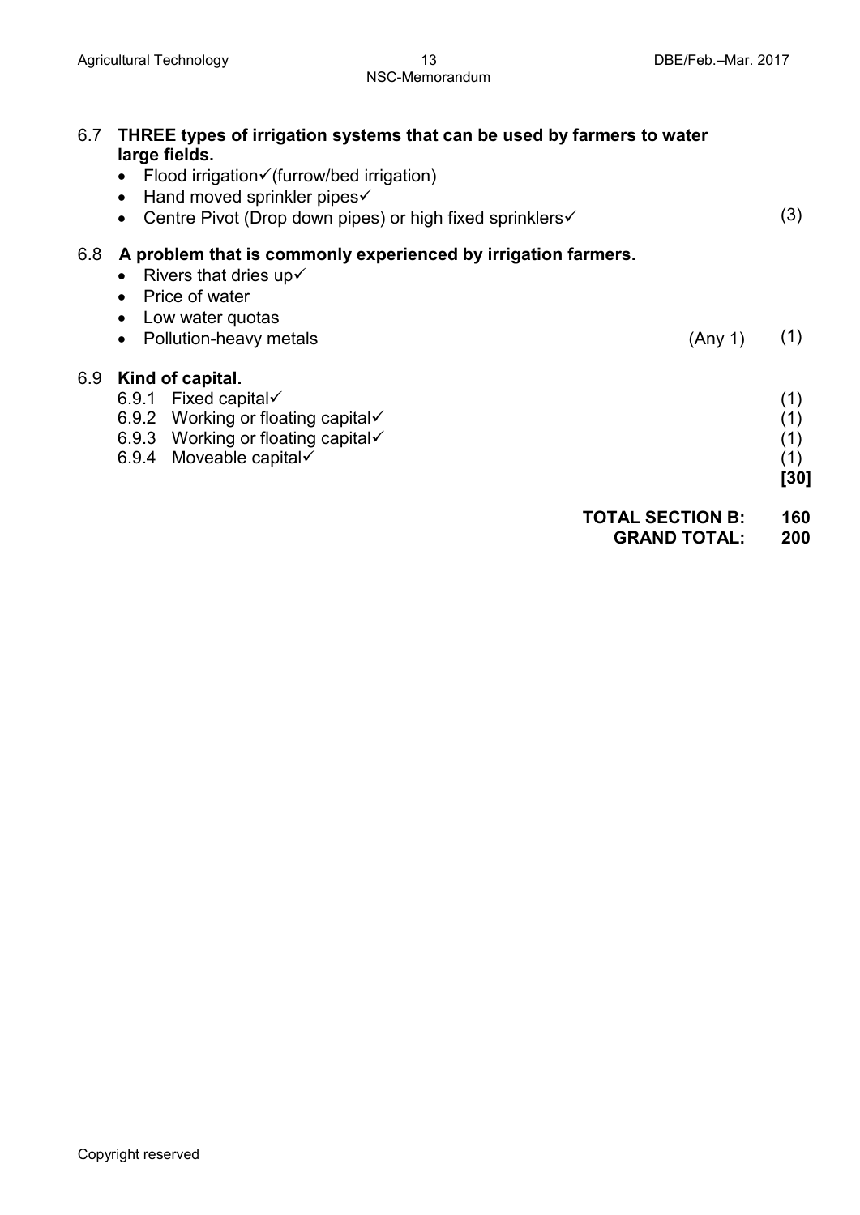6.7 **THREE types of irrigation systems that can be used by farmers to water large fields.**

- Flood irrigation✓(furrow/bed irrigation)
- Hand moved sprinkler pipes✓
- Centre Pivot (Drop down pipes) or high fixed sprinklers✓ (3)

6.8 **A problem that is commonly experienced by irrigation farmers.**

- Rivers that dries up✓
- Price of water
- Low water quotas
- Pollution-heavy metals (Any 1) (1)

6.9 **Kind of capital.**

6.9.1 Fixed capital✓ (1)
6.9.2 Working or floating capital✓ (1)
6.9.3 Working or floating capital✓ (1)
6.9.4 Moveable capital✓ (1)
**[30]**

**TOTAL SECTION B: 160**
**GRAND TOTAL: 200**